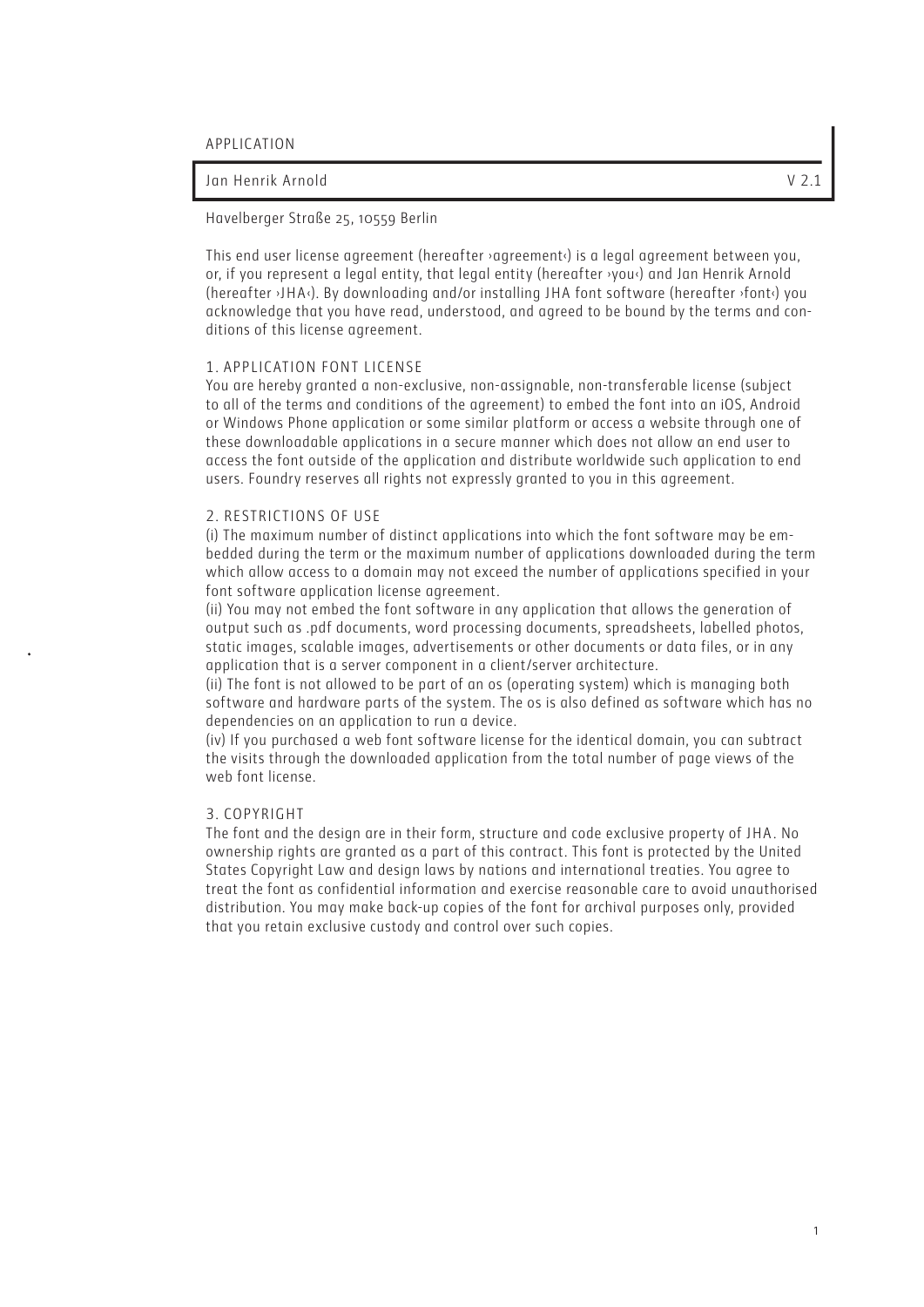APPLICATION

Jan Henrik Arnold V 2.1

Havelberger Straße 25, 10559 Berlin

This end user license agreement (hereafter ›agreement‹) is a legal agreement between you, or, if you represent a legal entity, that legal entity (hereafter ›you‹) and Jan Henrik Arnold (hereafter ›JHA‹). By downloading and/or installing JHA font software (hereafter ›font‹) you acknowledge that you have read, understood, and agreed to be bound by the terms and conditions of this license agreement.

## 1. APPLICATION FONT LICENSE

You are hereby granted a non-exclusive, non-assignable, non-transferable license (subject to all of the terms and conditions of the agreement) to embed the font into an iOS, Android or Windows Phone application or some similar platform or access a website through one of these downloadable applications in a secure manner which does not allow an end user to access the font outside of the application and distribute worldwide such application to end users. Foundry reserves all rights not expressly granted to you in this agreement.

## 2. RESTRICTIONS OF USE

(i) The maximum number of distinct applications into which the font software may be embedded during the term or the maximum number of applications downloaded during the term which allow access to a domain may not exceed the number of applications specified in your font software application license agreement.
(ii) You may not embed the font software in any application that allows the generation of output such as .pdf documents, word processing documents, spreadsheets, labelled photos, static images, scalable images, advertisements or other documents or data files, or in any application that is a server component in a client/server architecture.
(ii) The font is not allowed to be part of an os (operating system) which is managing both software and hardware parts of the system. The os is also defined as software which has no dependencies on an application to run a device.
(iv) If you purchased a web font software license for the identical domain, you can subtract the visits through the downloaded application from the total number of page views of the web font license.

## 3. COPYRIGHT

The font and the design are in their form, structure and code exclusive property of JHA. No ownership rights are granted as a part of this contract. This font is protected by the United States Copyright Law and design laws by nations and international treaties. You agree to treat the font as confidential information and exercise reasonable care to avoid unauthorised distribution. You may make back-up copies of the font for archival purposes only, provided that you retain exclusive custody and control over such copies.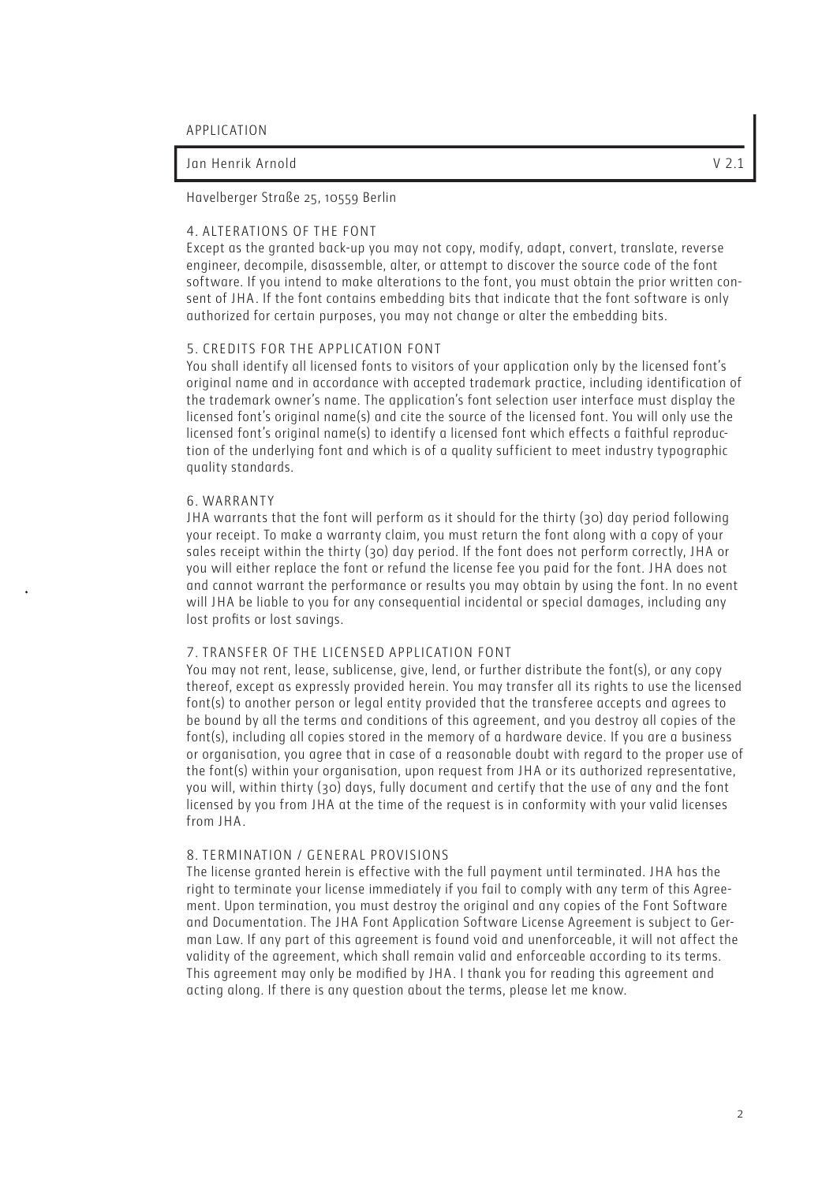APPLICATION

Jan Henrik Arnold V 2.1

Havelberger Straße 25, 10559 Berlin

## 4. ALTERATIONS OF THE FONT

Except as the granted back-up you may not copy, modify, adapt, convert, translate, reverse engineer, decompile, disassemble, alter, or attempt to discover the source code of the font software. If you intend to make alterations to the font, you must obtain the prior written consent of JHA. If the font contains embedding bits that indicate that the font software is only authorized for certain purposes, you may not change or alter the embedding bits.

## 5. CREDITS FOR THE APPLICATION FONT

You shall identify all licensed fonts to visitors of your application only by the licensed font's original name and in accordance with accepted trademark practice, including identification of the trademark owner's name. The application's font selection user interface must display the licensed font's original name(s) and cite the source of the licensed font. You will only use the licensed font's original name(s) to identify a licensed font which effects a faithful reproduction of the underlying font and which is of a quality sufficient to meet industry typographic quality standards.

## 6. WARRANTY

JHA warrants that the font will perform as it should for the thirty (30) day period following your receipt. To make a warranty claim, you must return the font along with a copy of your sales receipt within the thirty (30) day period. If the font does not perform correctly, JHA or you will either replace the font or refund the license fee you paid for the font. JHA does not and cannot warrant the performance or results you may obtain by using the font. In no event will JHA be liable to you for any consequential incidental or special damages, including any lost profits or lost savings.

## 7. TRANSFER OF THE LICENSED APPLICATION FONT

You may not rent, lease, sublicense, give, lend, or further distribute the font(s), or any copy thereof, except as expressly provided herein. You may transfer all its rights to use the licensed font(s) to another person or legal entity provided that the transferee accepts and agrees to be bound by all the terms and conditions of this agreement, and you destroy all copies of the font(s), including all copies stored in the memory of a hardware device. If you are a business or organisation, you agree that in case of a reasonable doubt with regard to the proper use of the font(s) within your organisation, upon request from JHA or its authorized representative, you will, within thirty (30) days, fully document and certify that the use of any and the font licensed by you from JHA at the time of the request is in conformity with your valid licenses from JHA.

## 8. TERMINATION / GENERAL PROVISIONS

The license granted herein is effective with the full payment until terminated. JHA has the right to terminate your license immediately if you fail to comply with any term of this Agreement. Upon termination, you must destroy the original and any copies of the Font Software and Documentation. The JHA Font Application Software License Agreement is subject to German Law. If any part of this agreement is found void and unenforceable, it will not affect the validity of the agreement, which shall remain valid and enforceable according to its terms. This agreement may only be modified by JHA. I thank you for reading this agreement and acting along. If there is any question about the terms, please let me know.